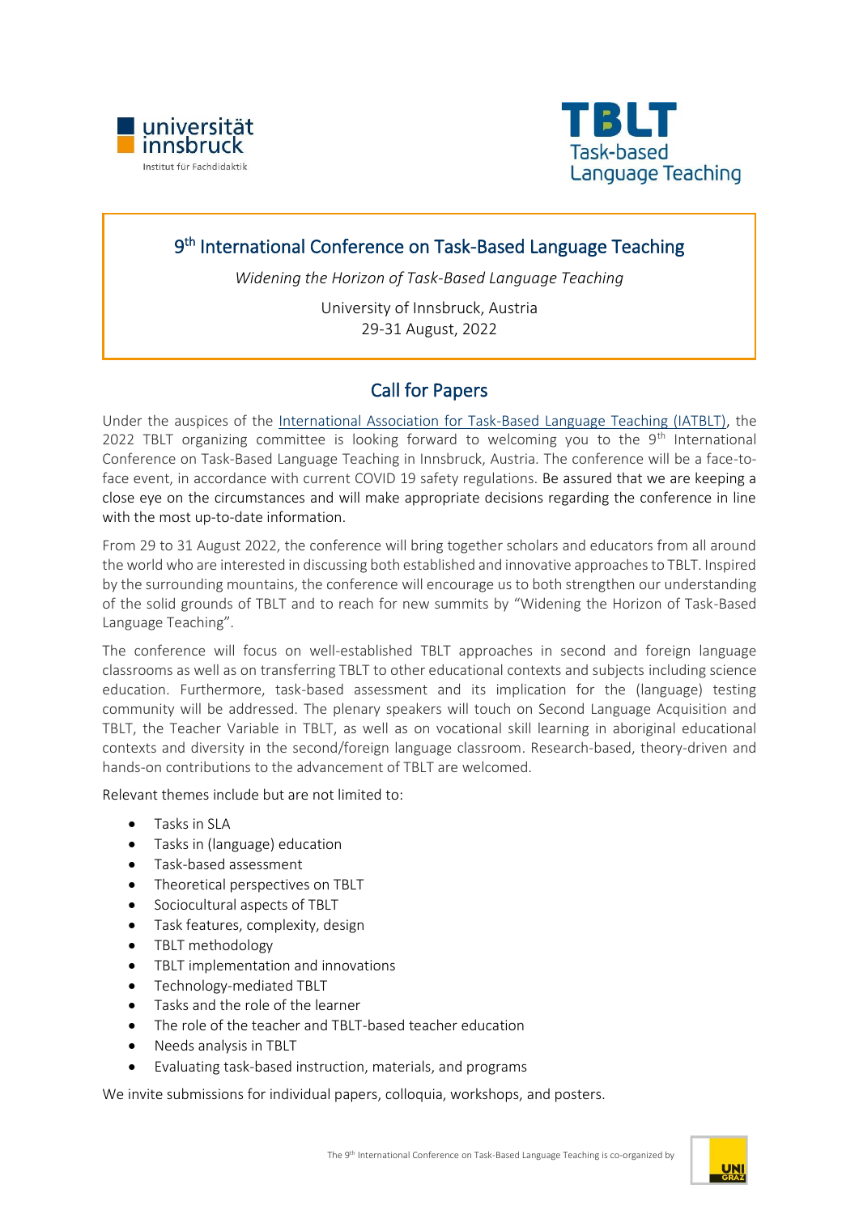universität innsbruck
Institut für Fachdidaktik

TBLT Task-based Language Teaching

# 9th International Conference on Task-Based Language Teaching

*Widening the Horizon of Task-Based Language Teaching*

University of Innsbruck, Austria
29-31 August, 2022

## Call for Papers

Under the auspices of the International Association for Task-Based Language Teaching (IATBLT), the 2022 TBLT organizing committee is looking forward to welcoming you to the 9th International Conference on Task-Based Language Teaching in Innsbruck, Austria. The conference will be a face-to-face event, in accordance with current COVID 19 safety regulations. Be assured that we are keeping a close eye on the circumstances and will make appropriate decisions regarding the conference in line with the most up-to-date information.

From 29 to 31 August 2022, the conference will bring together scholars and educators from all around the world who are interested in discussing both established and innovative approaches to TBLT. Inspired by the surrounding mountains, the conference will encourage us to both strengthen our understanding of the solid grounds of TBLT and to reach for new summits by "Widening the Horizon of Task-Based Language Teaching".

The conference will focus on well-established TBLT approaches in second and foreign language classrooms as well as on transferring TBLT to other educational contexts and subjects including science education. Furthermore, task-based assessment and its implication for the (language) testing community will be addressed. The plenary speakers will touch on Second Language Acquisition and TBLT, the Teacher Variable in TBLT, as well as on vocational skill learning in aboriginal educational contexts and diversity in the second/foreign language classroom. Research-based, theory-driven and hands-on contributions to the advancement of TBLT are welcomed.

Relevant themes include but are not limited to:

- Tasks in SLA
- Tasks in (language) education
- Task-based assessment
- Theoretical perspectives on TBLT
- Sociocultural aspects of TBLT
- Task features, complexity, design
- TBLT methodology
- TBLT implementation and innovations
- Technology-mediated TBLT
- Tasks and the role of the learner
- The role of the teacher and TBLT-based teacher education
- Needs analysis in TBLT
- Evaluating task-based instruction, materials, and programs

We invite submissions for individual papers, colloquia, workshops, and posters.

The 9th International Conference on Task-Based Language Teaching is co-organized by UNI GRAZ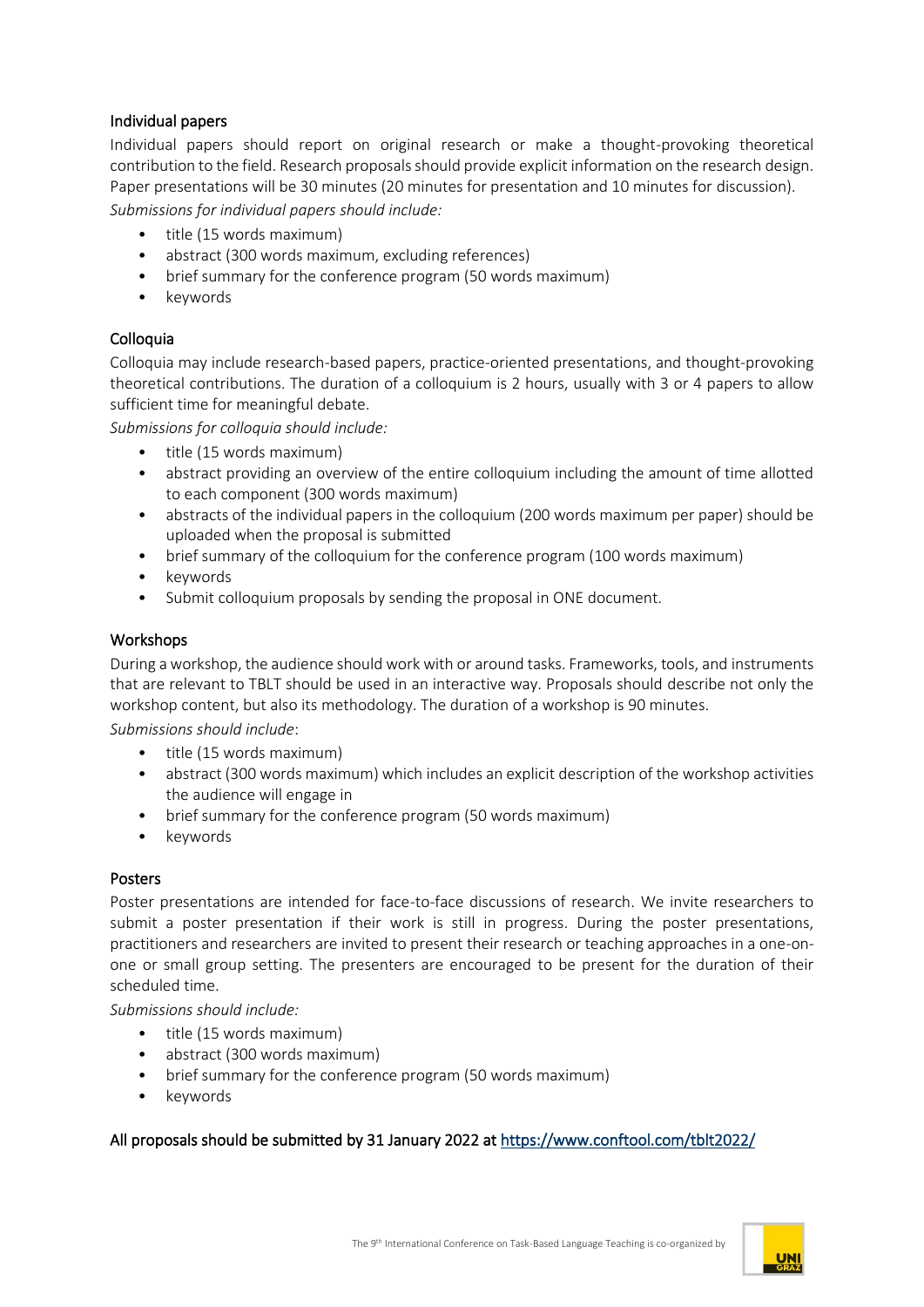## Individual papers

Individual papers should report on original research or make a thought-provoking theoretical contribution to the field. Research proposals should provide explicit information on the research design. Paper presentations will be 30 minutes (20 minutes for presentation and 10 minutes for discussion).

*Submissions for individual papers should include:*

- title (15 words maximum)
- abstract (300 words maximum, excluding references)
- brief summary for the conference program (50 words maximum)
- keywords

## Colloquia

Colloquia may include research-based papers, practice-oriented presentations, and thought-provoking theoretical contributions. The duration of a colloquium is 2 hours, usually with 3 or 4 papers to allow sufficient time for meaningful debate.

*Submissions for colloquia should include:*

- title (15 words maximum)
- abstract providing an overview of the entire colloquium including the amount of time allotted to each component (300 words maximum)
- abstracts of the individual papers in the colloquium (200 words maximum per paper) should be uploaded when the proposal is submitted
- brief summary of the colloquium for the conference program (100 words maximum)
- keywords
- Submit colloquium proposals by sending the proposal in ONE document.

## Workshops

During a workshop, the audience should work with or around tasks. Frameworks, tools, and instruments that are relevant to TBLT should be used in an interactive way. Proposals should describe not only the workshop content, but also its methodology. The duration of a workshop is 90 minutes.

*Submissions should include*:

- title (15 words maximum)
- abstract (300 words maximum) which includes an explicit description of the workshop activities the audience will engage in
- brief summary for the conference program (50 words maximum)
- keywords

## Posters

Poster presentations are intended for face-to-face discussions of research. We invite researchers to submit a poster presentation if their work is still in progress. During the poster presentations, practitioners and researchers are invited to present their research or teaching approaches in a one-on-one or small group setting. The presenters are encouraged to be present for the duration of their scheduled time.

*Submissions should include:*

- title (15 words maximum)
- abstract (300 words maximum)
- brief summary for the conference program (50 words maximum)
- keywords

**All proposals should be submitted by 31 January 2022 at https://www.conftool.com/tblt2022/**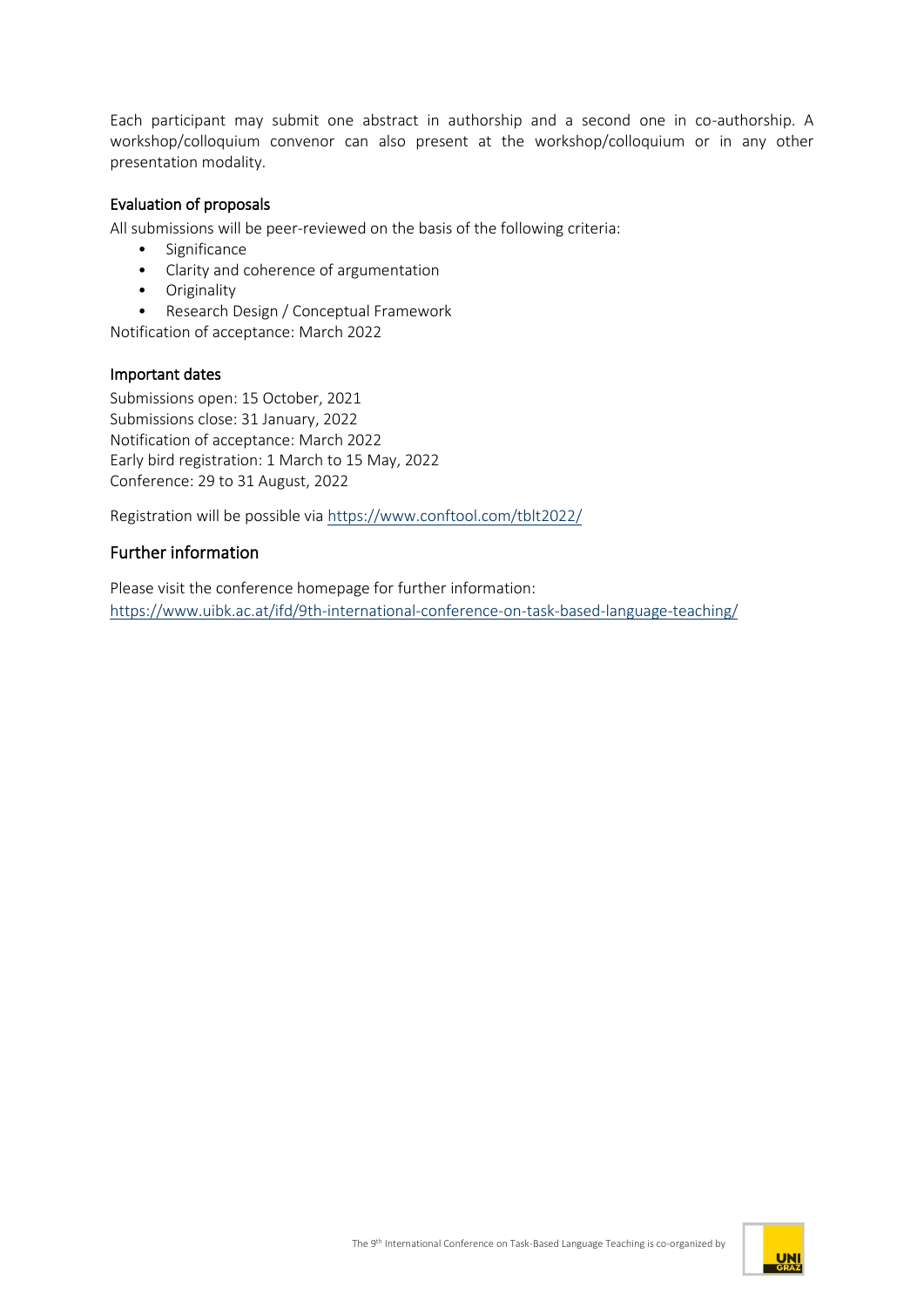Each participant may submit one abstract in authorship and a second one in co-authorship. A workshop/colloquium convenor can also present at the workshop/colloquium or in any other presentation modality.

### Evaluation of proposals

All submissions will be peer-reviewed on the basis of the following criteria:

- Significance
- Clarity and coherence of argumentation
- Originality
- Research Design / Conceptual Framework

Notification of acceptance: March 2022

### Important dates

Submissions open: 15 October, 2021
Submissions close: 31 January, 2022
Notification of acceptance: March 2022
Early bird registration: 1 March to 15 May, 2022
Conference: 29 to 31 August, 2022

Registration will be possible via https://www.conftool.com/tblt2022/

## Further information

Please visit the conference homepage for further information:
https://www.uibk.ac.at/ifd/9th-international-conference-on-task-based-language-teaching/